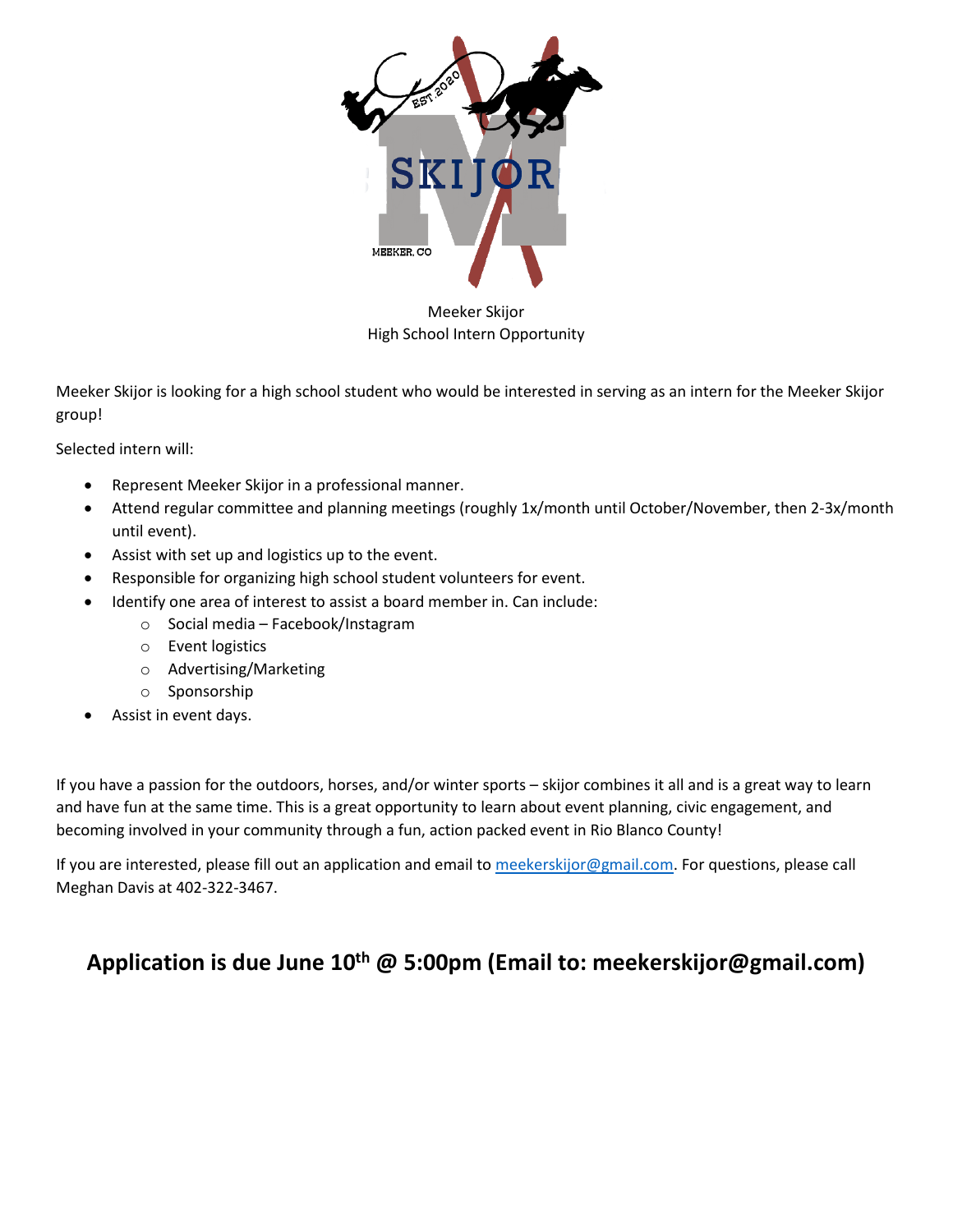Meeker Skijor
High School Intern Opportunity

Meeker Skijor is looking for a high school student who would be interested in serving as an intern for the Meeker Skijor group!

Selected intern will:

- Represent Meeker Skijor in a professional manner.
- Attend regular committee and planning meetings (roughly 1x/month until October/November, then 2-3x/month until event).
- Assist with set up and logistics up to the event.
- Responsible for organizing high school student volunteers for event.
- Identify one area of interest to assist a board member in. Can include:
  - Social media – Facebook/Instagram
  - Event logistics
  - Advertising/Marketing
  - Sponsorship
- Assist in event days.

If you have a passion for the outdoors, horses, and/or winter sports – skijor combines it all and is a great way to learn and have fun at the same time. This is a great opportunity to learn about event planning, civic engagement, and becoming involved in your community through a fun, action packed event in Rio Blanco County!

If you are interested, please fill out an application and email to meekerskijor@gmail.com. For questions, please call Meghan Davis at 402-322-3467.

## Application is due June 10th @ 5:00pm (Email to: meekerskijor@gmail.com)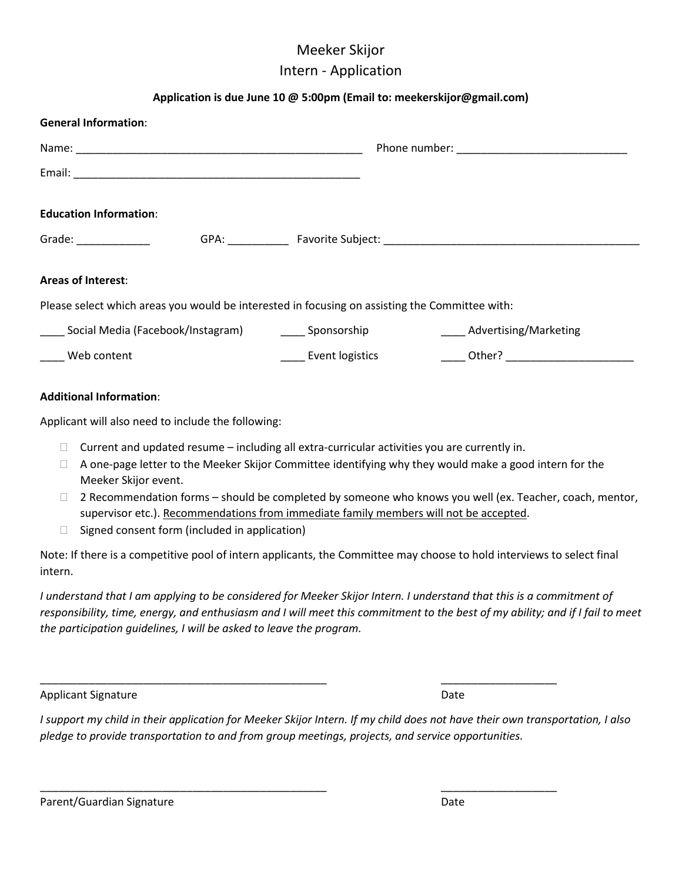# Meeker Skijor
## Intern - Application

**Application is due June 10 @ 5:00pm (Email to: meekerskijor@gmail.com)**

**General Information**:

Name: ________________________________________________ Phone number: ____________________________

Email: ________________________________________________

**Education Information**:

Grade: ____________ GPA: __________ Favorite Subject: ___________________________________________

**Areas of Interest**:

Please select which areas you would be interested in focusing on assisting the Committee with:

____ Social Media (Facebook/Instagram) ____ Sponsorship ____ Advertising/Marketing

____ Web content ____ Event logistics ____ Other? _____________________

**Additional Information**:

Applicant will also need to include the following:

- Current and updated resume – including all extra-curricular activities you are currently in.
- A one-page letter to the Meeker Skijor Committee identifying why they would make a good intern for the Meeker Skijor event.
- 2 Recommendation forms – should be completed by someone who knows you well (ex. Teacher, coach, mentor, supervisor etc.). <u>Recommendations from immediate family members will not be accepted</u>.
- Signed consent form (included in application)

Note: If there is a competitive pool of intern applicants, the Committee may choose to hold interviews to select final intern.

*I understand that I am applying to be considered for Meeker Skijor Intern. I understand that this is a commitment of responsibility, time, energy, and enthusiasm and I will meet this commitment to the best of my ability; and if I fail to meet the participation guidelines, I will be asked to leave the program.*

________________________________________________ ___________________

Applicant Signature Date

*I support my child in their application for Meeker Skijor Intern. If my child does not have their own transportation, I also pledge to provide transportation to and from group meetings, projects, and service opportunities.*

________________________________________________ ___________________

Parent/Guardian Signature Date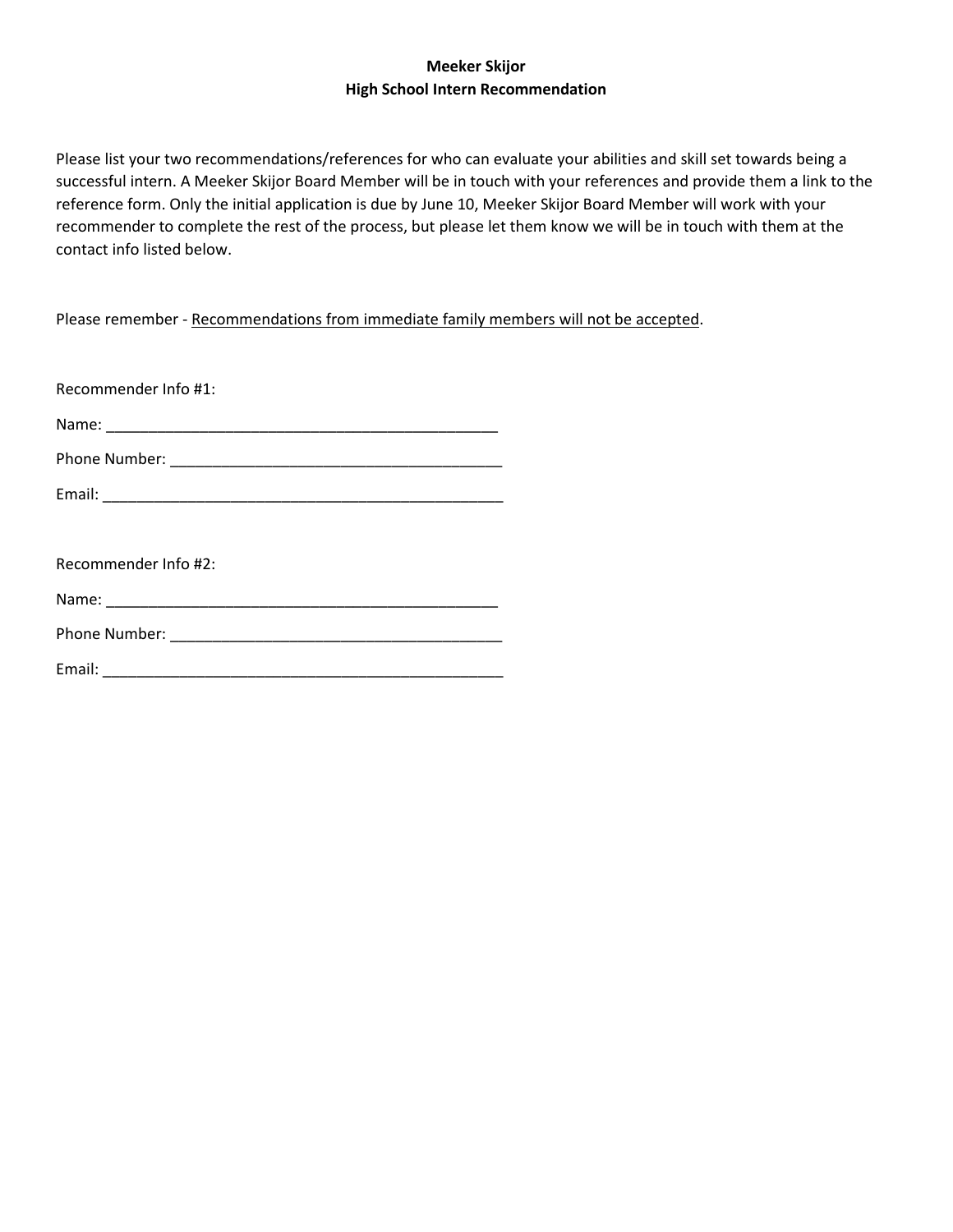**Meeker Skijor**
**High School Intern Recommendation**

Please list your two recommendations/references for who can evaluate your abilities and skill set towards being a successful intern. A Meeker Skijor Board Member will be in touch with your references and provide them a link to the reference form. Only the initial application is due by June 10, Meeker Skijor Board Member will work with your recommender to complete the rest of the process, but please let them know we will be in touch with them at the contact info listed below.

Please remember - <u>Recommendations from immediate family members will not be accepted</u>.

Recommender Info #1:

Name: _______________________________________________

Phone Number: ________________________________________

Email: ________________________________________________

Recommender Info #2:

Name: _______________________________________________

Phone Number: ________________________________________

Email: ________________________________________________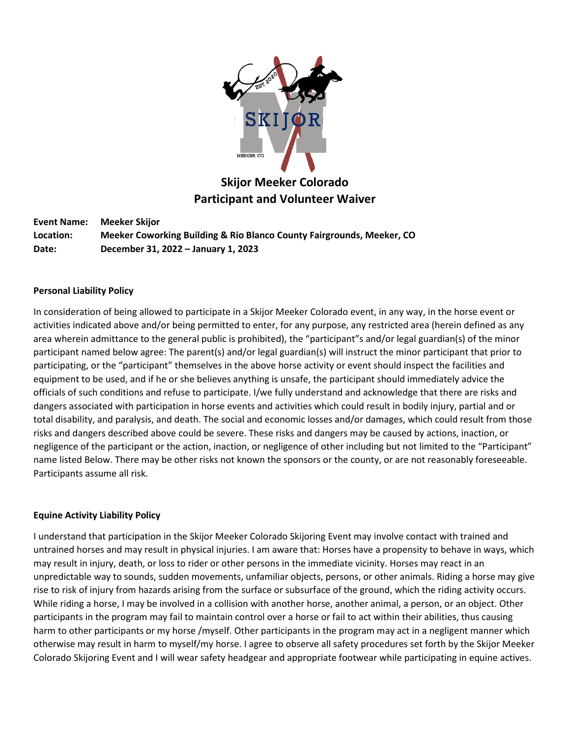# Skijor Meeker Colorado
## Participant and Volunteer Waiver

**Event Name:** **Meeker Skijor**
**Location:** **Meeker Coworking Building & Rio Blanco County Fairgrounds, Meeker, CO**
**Date:** **December 31, 2022 – January 1, 2023**

**Personal Liability Policy**

In consideration of being allowed to participate in a Skijor Meeker Colorado event, in any way, in the horse event or activities indicated above and/or being permitted to enter, for any purpose, any restricted area (herein defined as any area wherein admittance to the general public is prohibited), the "participant"s and/or legal guardian(s) of the minor participant named below agree: The parent(s) and/or legal guardian(s) will instruct the minor participant that prior to participating, or the "participant" themselves in the above horse activity or event should inspect the facilities and equipment to be used, and if he or she believes anything is unsafe, the participant should immediately advice the officials of such conditions and refuse to participate. I/we fully understand and acknowledge that there are risks and dangers associated with participation in horse events and activities which could result in bodily injury, partial and or total disability, and paralysis, and death. The social and economic losses and/or damages, which could result from those risks and dangers described above could be severe. These risks and dangers may be caused by actions, inaction, or negligence of the participant or the action, inaction, or negligence of other including but not limited to the "Participant" name listed Below. There may be other risks not known the sponsors or the county, or are not reasonably foreseeable. Participants assume all risk.

**Equine Activity Liability Policy**

I understand that participation in the Skijor Meeker Colorado Skijoring Event may involve contact with trained and untrained horses and may result in physical injuries. I am aware that: Horses have a propensity to behave in ways, which may result in injury, death, or loss to rider or other persons in the immediate vicinity. Horses may react in an unpredictable way to sounds, sudden movements, unfamiliar objects, persons, or other animals. Riding a horse may give rise to risk of injury from hazards arising from the surface or subsurface of the ground, which the riding activity occurs. While riding a horse, I may be involved in a collision with another horse, another animal, a person, or an object. Other participants in the program may fail to maintain control over a horse or fail to act within their abilities, thus causing harm to other participants or my horse /myself. Other participants in the program may act in a negligent manner which otherwise may result in harm to myself/my horse. I agree to observe all safety procedures set forth by the Skijor Meeker Colorado Skijoring Event and I will wear safety headgear and appropriate footwear while participating in equine actives.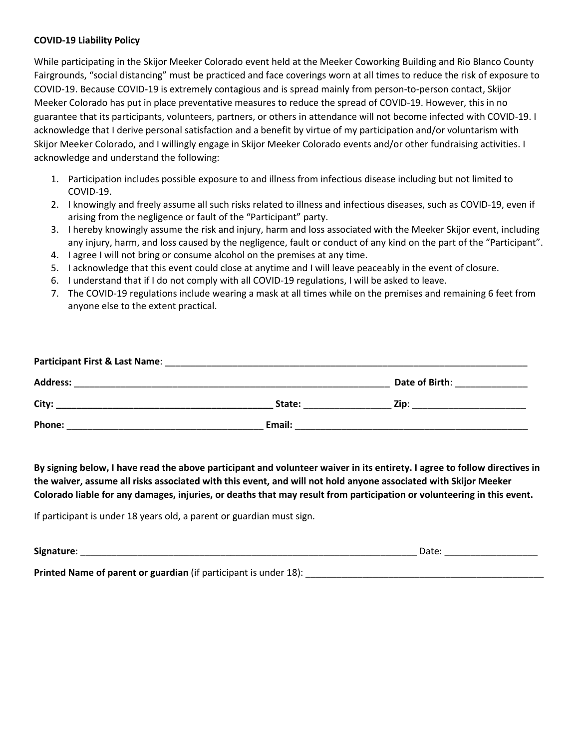**COVID-19 Liability Policy**

While participating in the Skijor Meeker Colorado event held at the Meeker Coworking Building and Rio Blanco County Fairgrounds, "social distancing" must be practiced and face coverings worn at all times to reduce the risk of exposure to COVID-19. Because COVID-19 is extremely contagious and is spread mainly from person-to-person contact, Skijor Meeker Colorado has put in place preventative measures to reduce the spread of COVID-19. However, this in no guarantee that its participants, volunteers, partners, or others in attendance will not become infected with COVID-19. I acknowledge that I derive personal satisfaction and a benefit by virtue of my participation and/or voluntarism with Skijor Meeker Colorado, and I willingly engage in Skijor Meeker Colorado events and/or other fundraising activities. I acknowledge and understand the following:

1. Participation includes possible exposure to and illness from infectious disease including but not limited to COVID-19.
2. I knowingly and freely assume all such risks related to illness and infectious diseases, such as COVID-19, even if arising from the negligence or fault of the "Participant" party.
3. I hereby knowingly assume the risk and injury, harm and loss associated with the Meeker Skijor event, including any injury, harm, and loss caused by the negligence, fault or conduct of any kind on the part of the "Participant".
4. I agree I will not bring or consume alcohol on the premises at any time.
5. I acknowledge that this event could close at anytime and I will leave peaceably in the event of closure.
6. I understand that if I do not comply with all COVID-19 regulations, I will be asked to leave.
7. The COVID-19 regulations include wearing a mask at all times while on the premises and remaining 6 feet from anyone else to the extent practical.

**Participant First & Last Name**: ______________________________________________

**Address:** ______________________________________________ **Date of Birth**: ______________

**City: ______________________________** **State:** ________________ **Zip**: ____________________

**Phone:** ______________________________ **Email:** ______________________________________

**By signing below, I have read the above participant and volunteer waiver in its entirety. I agree to follow directives in the waiver, assume all risks associated with this event, and will not hold anyone associated with Skijor Meeker Colorado liable for any damages, injuries, or deaths that may result from participation or volunteering in this event.**

If participant is under 18 years old, a parent or guardian must sign.

**Signature**: ______________________________________________ Date: __________________

**Printed Name of parent or guardian** (if participant is under 18): ______________________________________